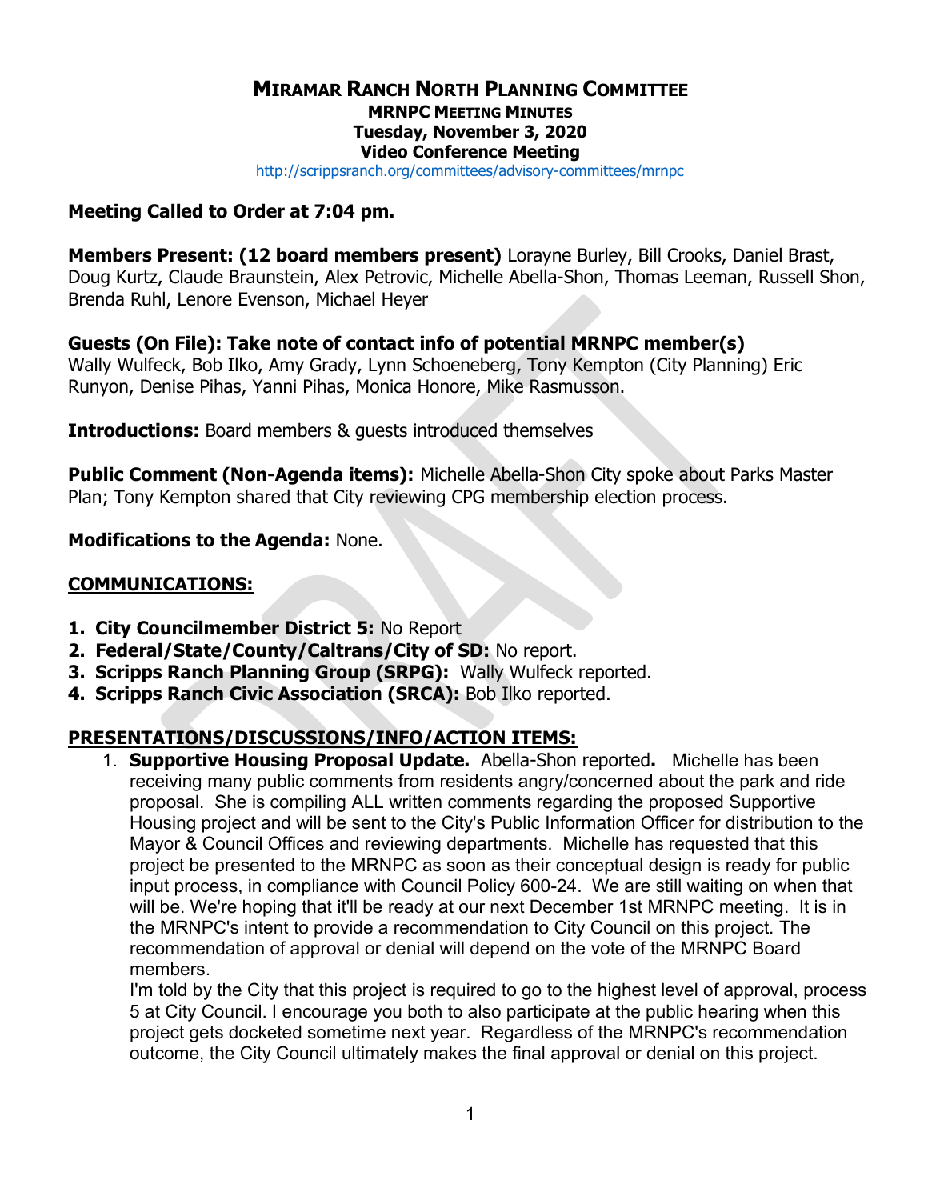# MIRAMAR RANCH NORTH PLANNING COMMITTEE

**MRNPC MEETING MINUTES**
**Tuesday, November 3, 2020**
**Video Conference Meeting**

http://scrippsranch.org/committees/advisory-committees/mrnpc

**Meeting Called to Order at 7:04 pm.**

**Members Present: (12 board members present)** Lorayne Burley, Bill Crooks, Daniel Brast, Doug Kurtz, Claude Braunstein, Alex Petrovic, Michelle Abella-Shon, Thomas Leeman, Russell Shon, Brenda Ruhl, Lenore Evenson, Michael Heyer

**Guests (On File): Take note of contact info of potential MRNPC member(s)**
Wally Wulfeck, Bob Ilko, Amy Grady, Lynn Schoeneberg, Tony Kempton (City Planning) Eric Runyon, Denise Pihas, Yanni Pihas, Monica Honore, Mike Rasmusson.

**Introductions:** Board members & guests introduced themselves

**Public Comment (Non-Agenda items):** Michelle Abella-Shon City spoke about Parks Master Plan; Tony Kempton shared that City reviewing CPG membership election process.

**Modifications to the Agenda:** None.

## COMMUNICATIONS:

1. **City Councilmember District 5:** No Report
2. **Federal/State/County/Caltrans/City of SD:** No report.
3. **Scripps Ranch Planning Group (SRPG):** Wally Wulfeck reported.
4. **Scripps Ranch Civic Association (SRCA):** Bob Ilko reported.

## PRESENTATIONS/DISCUSSIONS/INFO/ACTION ITEMS:

1. **Supportive Housing Proposal Update.** Abella-Shon reported**.** Michelle has been receiving many public comments from residents angry/concerned about the park and ride proposal. She is compiling ALL written comments regarding the proposed Supportive Housing project and will be sent to the City's Public Information Officer for distribution to the Mayor & Council Offices and reviewing departments. Michelle has requested that this project be presented to the MRNPC as soon as their conceptual design is ready for public input process, in compliance with Council Policy 600-24. We are still waiting on when that will be. We're hoping that it'll be ready at our next December 1st MRNPC meeting. It is in the MRNPC's intent to provide a recommendation to City Council on this project. The recommendation of approval or denial will depend on the vote of the MRNPC Board members.
   I'm told by the City that this project is required to go to the highest level of approval, process 5 at City Council. I encourage you both to also participate at the public hearing when this project gets docketed sometime next year. Regardless of the MRNPC's recommendation outcome, the City Council ultimately makes the final approval or denial on this project.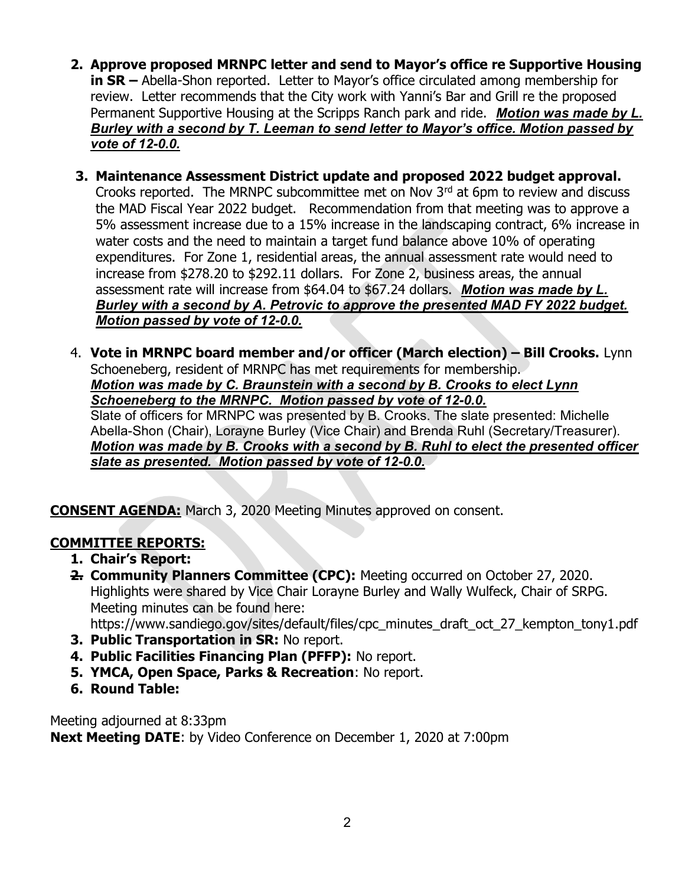2. **Approve proposed MRNPC letter and send to Mayor's office re Supportive Housing in SR –** Abella-Shon reported. Letter to Mayor's office circulated among membership for review. Letter recommends that the City work with Yanni's Bar and Grill re the proposed Permanent Supportive Housing at the Scripps Ranch park and ride. ***Motion was made by L. Burley with a second by T. Leeman to send letter to Mayor's office. Motion passed by vote of 12-0.0.***

3. **Maintenance Assessment District update and proposed 2022 budget approval.** Crooks reported. The MRNPC subcommittee met on Nov 3rd at 6pm to review and discuss the MAD Fiscal Year 2022 budget. Recommendation from that meeting was to approve a 5% assessment increase due to a 15% increase in the landscaping contract, 6% increase in water costs and the need to maintain a target fund balance above 10% of operating expenditures. For Zone 1, residential areas, the annual assessment rate would need to increase from $278.20 to $292.11 dollars. For Zone 2, business areas, the annual assessment rate will increase from $64.04 to $67.24 dollars. ***Motion was made by L. Burley with a second by A. Petrovic to approve the presented MAD FY 2022 budget. Motion passed by vote of 12-0.0.***

4. **Vote in MRNPC board member and/or officer (March election) – Bill Crooks.** Lynn Schoeneberg, resident of MRNPC has met requirements for membership. ***Motion was made by C. Braunstein with a second by B. Crooks to elect Lynn Schoeneberg to the MRNPC. Motion passed by vote of 12-0.0.***
   Slate of officers for MRNPC was presented by B. Crooks. The slate presented: Michelle Abella-Shon (Chair), Lorayne Burley (Vice Chair) and Brenda Ruhl (Secretary/Treasurer). ***Motion was made by B. Crooks with a second by B. Ruhl to elect the presented officer slate as presented. Motion passed by vote of 12-0.0.***

**CONSENT AGENDA:** March 3, 2020 Meeting Minutes approved on consent.

**COMMITTEE REPORTS:**

1. **Chair's Report:**
2. **Community Planners Committee (CPC):** Meeting occurred on October 27, 2020. Highlights were shared by Vice Chair Lorayne Burley and Wally Wulfeck, Chair of SRPG. Meeting minutes can be found here: https://www.sandiego.gov/sites/default/files/cpc_minutes_draft_oct_27_kempton_tony1.pdf
3. **Public Transportation in SR:** No report.
4. **Public Facilities Financing Plan (PFFP):** No report.
5. **YMCA, Open Space, Parks & Recreation**: No report.
6. **Round Table:**

Meeting adjourned at 8:33pm
**Next Meeting DATE**: by Video Conference on December 1, 2020 at 7:00pm